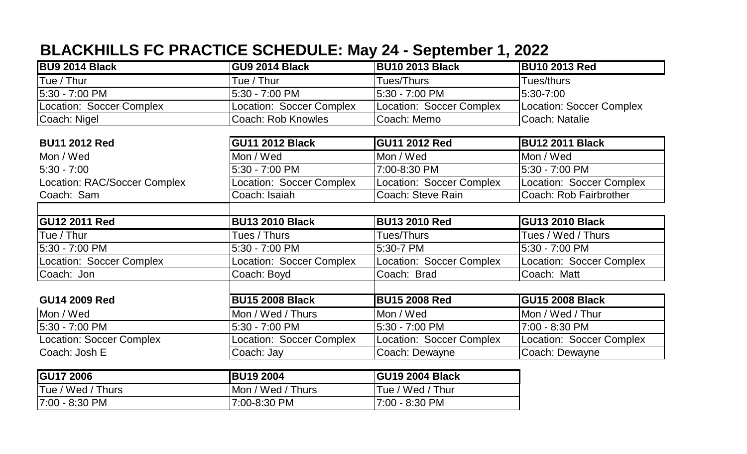# BLACKHILLS FC PRACTICE SCHEDULE: May 24 - September 1, 2022

| BU9 2014 Black | GU9 2014 Black | BU10 2013 Black | BU10 2013 Red |
| --- | --- | --- | --- |
| Tue / Thur | Tue / Thur | Tues/Thurs | Tues/thurs |
| 5:30 - 7:00 PM | 5:30 - 7:00 PM | 5:30 - 7:00 PM | 5:30-7:00 |
| Location: Soccer Complex | Location: Soccer Complex | Location: Soccer Complex | Location: Soccer Complex |
| Coach: Nigel | Coach: Rob Knowles | Coach: Memo | Coach: Natalie |

| BU11 2012 Red | GU11 2012 Black | GU11 2012 Red | BU12 2011 Black |
| --- | --- | --- | --- |
| Mon / Wed | Mon / Wed | Mon / Wed | Mon / Wed |
| 5:30 - 7:00 | 5:30 - 7:00 PM | 7:00-8:30 PM | 5:30 - 7:00 PM |
| Location: RAC/Soccer Complex | Location: Soccer Complex | Location: Soccer Complex | Location: Soccer Complex |
| Coach: Sam | Coach: Isaiah | Coach: Steve Rain | Coach: Rob Fairbrother |

| GU12 2011 Red | BU13 2010 Black | BU13 2010 Red | GU13 2010 Black |
| --- | --- | --- | --- |
| Tue / Thur | Tues / Thurs | Tues/Thurs | Tues / Wed / Thurs |
| 5:30 - 7:00 PM | 5:30 - 7:00 PM | 5:30-7 PM | 5:30 - 7:00 PM |
| Location: Soccer Complex | Location: Soccer Complex | Location: Soccer Complex | Location: Soccer Complex |
| Coach: Jon | Coach: Boyd | Coach: Brad | Coach: Matt |

| GU14 2009 Red | BU15 2008 Black | BU15 2008 Red | GU15 2008 Black |
| --- | --- | --- | --- |
| Mon / Wed | Mon / Wed / Thurs | Mon / Wed | Mon / Wed / Thur |
| 5:30 - 7:00 PM | 5:30 - 7:00 PM | 5:30 - 7:00 PM | 7:00 - 8:30 PM |
| Location: Soccer Complex | Location: Soccer Complex | Location: Soccer Complex | Location: Soccer Complex |
| Coach: Josh E | Coach: Jay | Coach: Dewayne | Coach: Dewayne |

| GU17 2006 | BU19 2004 | GU19 2004 Black |
| --- | --- | --- |
| Tue / Wed / Thurs | Mon / Wed / Thurs | Tue / Wed / Thur |
| 7:00 - 8:30 PM | 7:00-8:30 PM | 7:00 - 8:30 PM |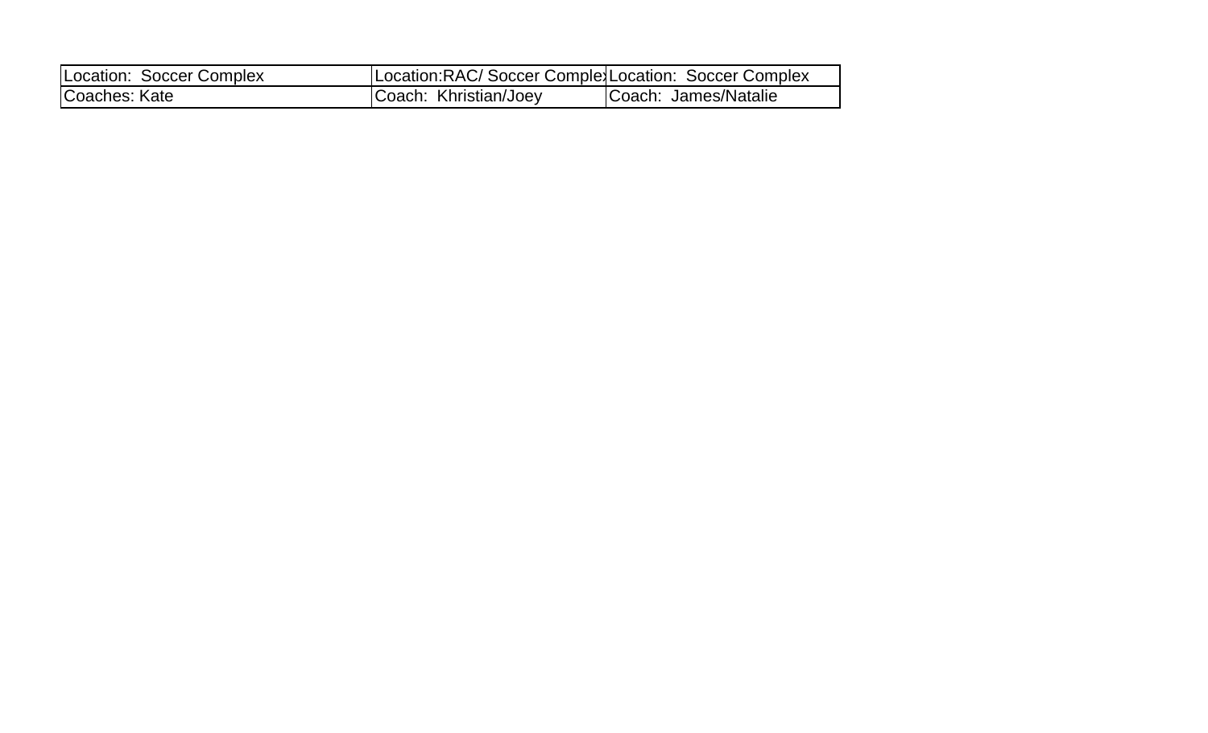| Location: Soccer Complex | Location:RAC/ Soccer Complex | Location: Soccer Complex |
|---|---|---|
| Coaches: Kate | Coach: Khristian/Joey | Coach: James/Natalie |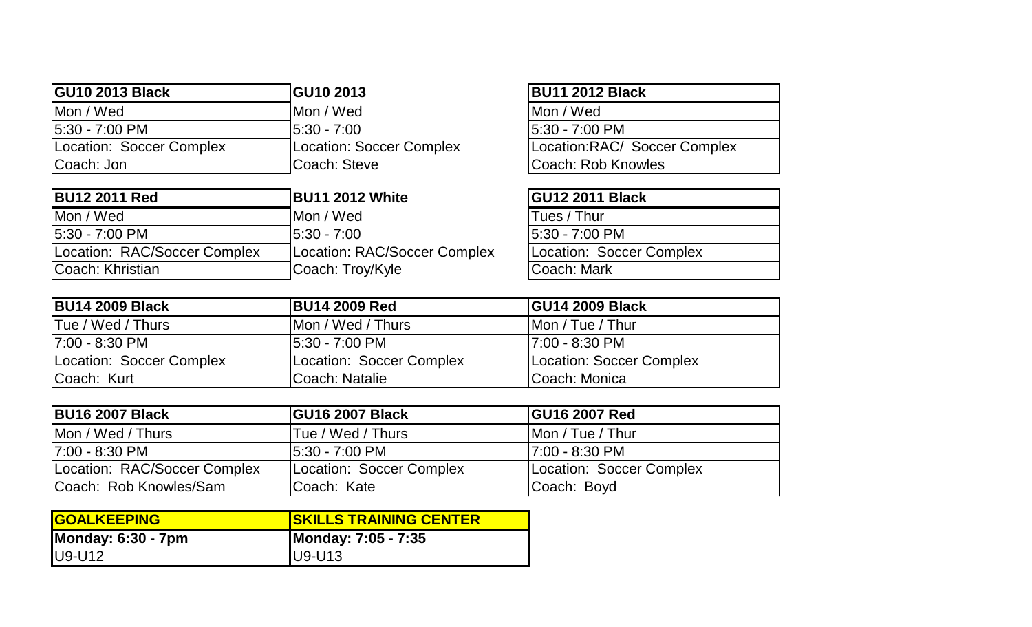| GU10 2013 Black | GU10 2013 | BU11 2012 Black |
|---|---|---|
| Mon / Wed | Mon / Wed | Mon / Wed |
| 5:30 - 7:00 PM | 5:30 - 7:00 | 5:30 - 7:00 PM |
| Location: Soccer Complex | Location: Soccer Complex | Location:RAC/ Soccer Complex |
| Coach: Jon | Coach: Steve | Coach: Rob Knowles |

| BU12 2011 Red | BU11 2012 White | GU12 2011 Black |
|---|---|---|
| Mon / Wed | Mon / Wed | Tues / Thur |
| 5:30 - 7:00 PM | 5:30 - 7:00 | 5:30 - 7:00 PM |
| Location: RAC/Soccer Complex | Location: RAC/Soccer Complex | Location: Soccer Complex |
| Coach: Khristian | Coach: Troy/Kyle | Coach: Mark |

| BU14 2009 Black | BU14 2009 Red | GU14 2009 Black |
|---|---|---|
| Tue / Wed / Thurs | Mon / Wed / Thurs | Mon / Tue / Thur |
| 7:00 - 8:30 PM | 5:30 - 7:00 PM | 7:00 - 8:30 PM |
| Location: Soccer Complex | Location: Soccer Complex | Location: Soccer Complex |
| Coach: Kurt | Coach: Natalie | Coach: Monica |

| BU16 2007 Black | GU16 2007 Black | GU16 2007 Red |
|---|---|---|
| Mon / Wed / Thurs | Tue / Wed / Thurs | Mon / Tue / Thur |
| 7:00 - 8:30 PM | 5:30 - 7:00 PM | 7:00 - 8:30 PM |
| Location: RAC/Soccer Complex | Location: Soccer Complex | Location: Soccer Complex |
| Coach: Rob Knowles/Sam | Coach: Kate | Coach: Boyd |

| GOALKEEPING | SKILLS TRAINING CENTER |
|---|---|
| **Monday: 6:30 - 7pm** | **Monday: 7:05 - 7:35** |
| U9-U12 | U9-U13 |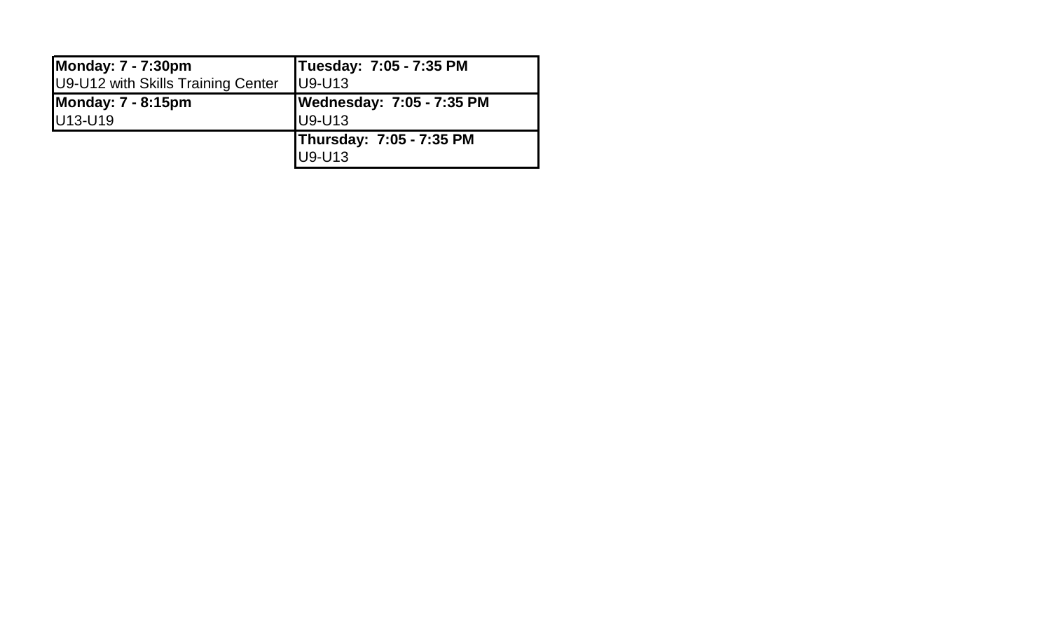| | |
|---|---|
| **Monday: 7 - 7:30pm**<br>U9-U12 with Skills Training Center | **Tuesday:  7:05 - 7:35 PM**<br>U9-U13 |
| **Monday: 7 - 8:15pm**<br>U13-U19 | **Wednesday:  7:05 - 7:35 PM**<br>U9-U13 |
| | **Thursday:  7:05 - 7:35 PM**<br>U9-U13 |